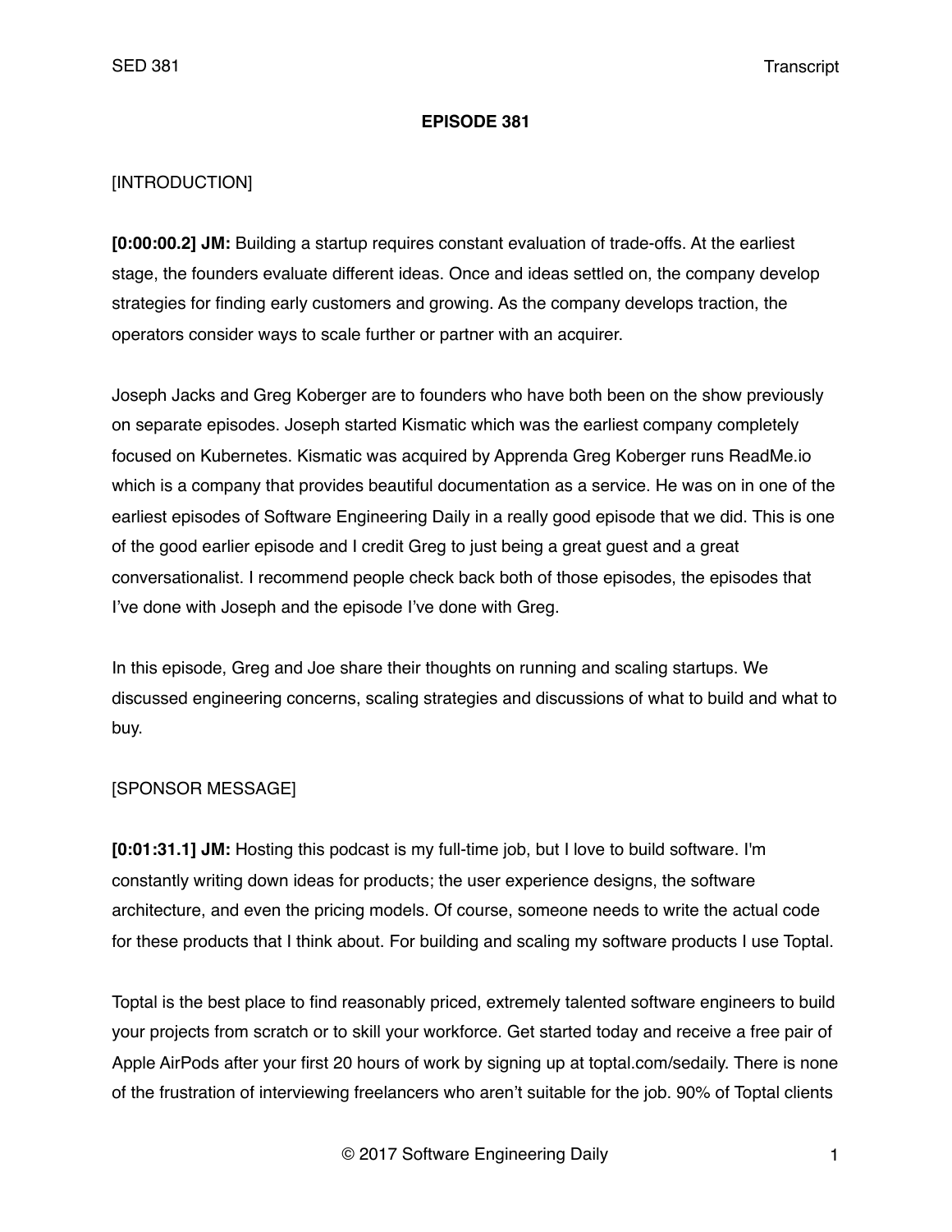**EPISODE 381**

[INTRODUCTION]

**[0:00:00.2] JM:** Building a startup requires constant evaluation of trade-offs. At the earliest stage, the founders evaluate different ideas. Once and ideas settled on, the company develop strategies for finding early customers and growing. As the company develops traction, the operators consider ways to scale further or partner with an acquirer.

Joseph Jacks and Greg Koberger are to founders who have both been on the show previously on separate episodes. Joseph started Kismatic which was the earliest company completely focused on Kubernetes. Kismatic was acquired by Apprenda Greg Koberger runs ReadMe.io which is a company that provides beautiful documentation as a service. He was on in one of the earliest episodes of Software Engineering Daily in a really good episode that we did. This is one of the good earlier episode and I credit Greg to just being a great guest and a great conversationalist. I recommend people check back both of those episodes, the episodes that I've done with Joseph and the episode I've done with Greg.

In this episode, Greg and Joe share their thoughts on running and scaling startups. We discussed engineering concerns, scaling strategies and discussions of what to build and what to buy.

[SPONSOR MESSAGE]

**[0:01:31.1] JM:** Hosting this podcast is my full-time job, but I love to build software. I'm constantly writing down ideas for products; the user experience designs, the software architecture, and even the pricing models. Of course, someone needs to write the actual code for these products that I think about. For building and scaling my software products I use Toptal.

Toptal is the best place to find reasonably priced, extremely talented software engineers to build your projects from scratch or to skill your workforce. Get started today and receive a free pair of Apple AirPods after your first 20 hours of work by signing up at toptal.com/sedaily. There is none of the frustration of interviewing freelancers who aren't suitable for the job. 90% of Toptal clients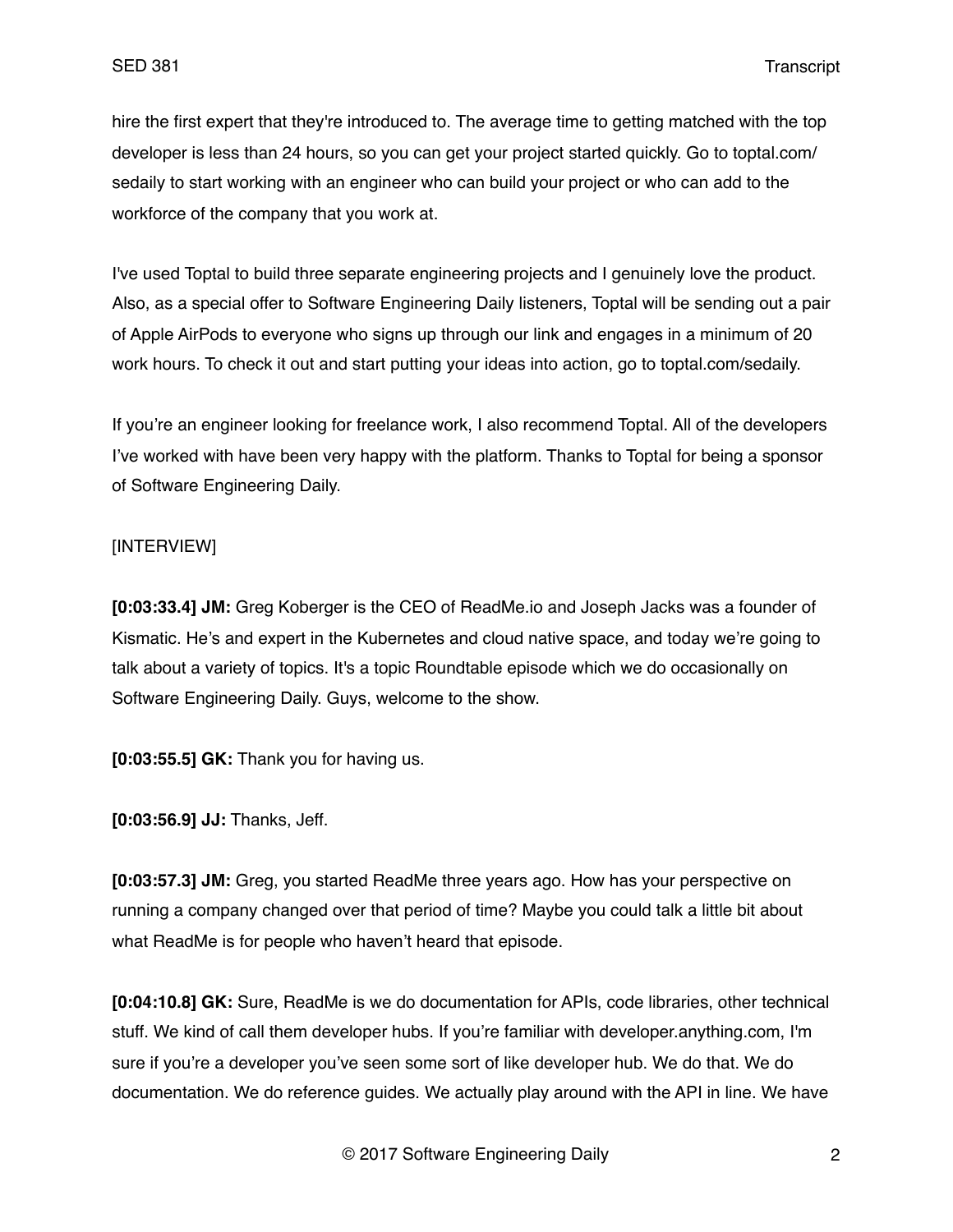hire the first expert that they're introduced to. The average time to getting matched with the top developer is less than 24 hours, so you can get your project started quickly. Go to toptal.com/sedaily to start working with an engineer who can build your project or who can add to the workforce of the company that you work at.

I've used Toptal to build three separate engineering projects and I genuinely love the product. Also, as a special offer to Software Engineering Daily listeners, Toptal will be sending out a pair of Apple AirPods to everyone who signs up through our link and engages in a minimum of 20 work hours. To check it out and start putting your ideas into action, go to toptal.com/sedaily.

If you're an engineer looking for freelance work, I also recommend Toptal. All of the developers I've worked with have been very happy with the platform. Thanks to Toptal for being a sponsor of Software Engineering Daily.

[INTERVIEW]

**[0:03:33.4] JM:** Greg Koberger is the CEO of ReadMe.io and Joseph Jacks was a founder of Kismatic. He's and expert in the Kubernetes and cloud native space, and today we're going to talk about a variety of topics. It's a topic Roundtable episode which we do occasionally on Software Engineering Daily. Guys, welcome to the show.

**[0:03:55.5] GK:** Thank you for having us.

**[0:03:56.9] JJ:** Thanks, Jeff.

**[0:03:57.3] JM:** Greg, you started ReadMe three years ago. How has your perspective on running a company changed over that period of time? Maybe you could talk a little bit about what ReadMe is for people who haven't heard that episode.

**[0:04:10.8] GK:** Sure, ReadMe is we do documentation for APIs, code libraries, other technical stuff. We kind of call them developer hubs. If you're familiar with developer.anything.com, I'm sure if you're a developer you've seen some sort of like developer hub. We do that. We do documentation. We do reference guides. We actually play around with the API in line. We have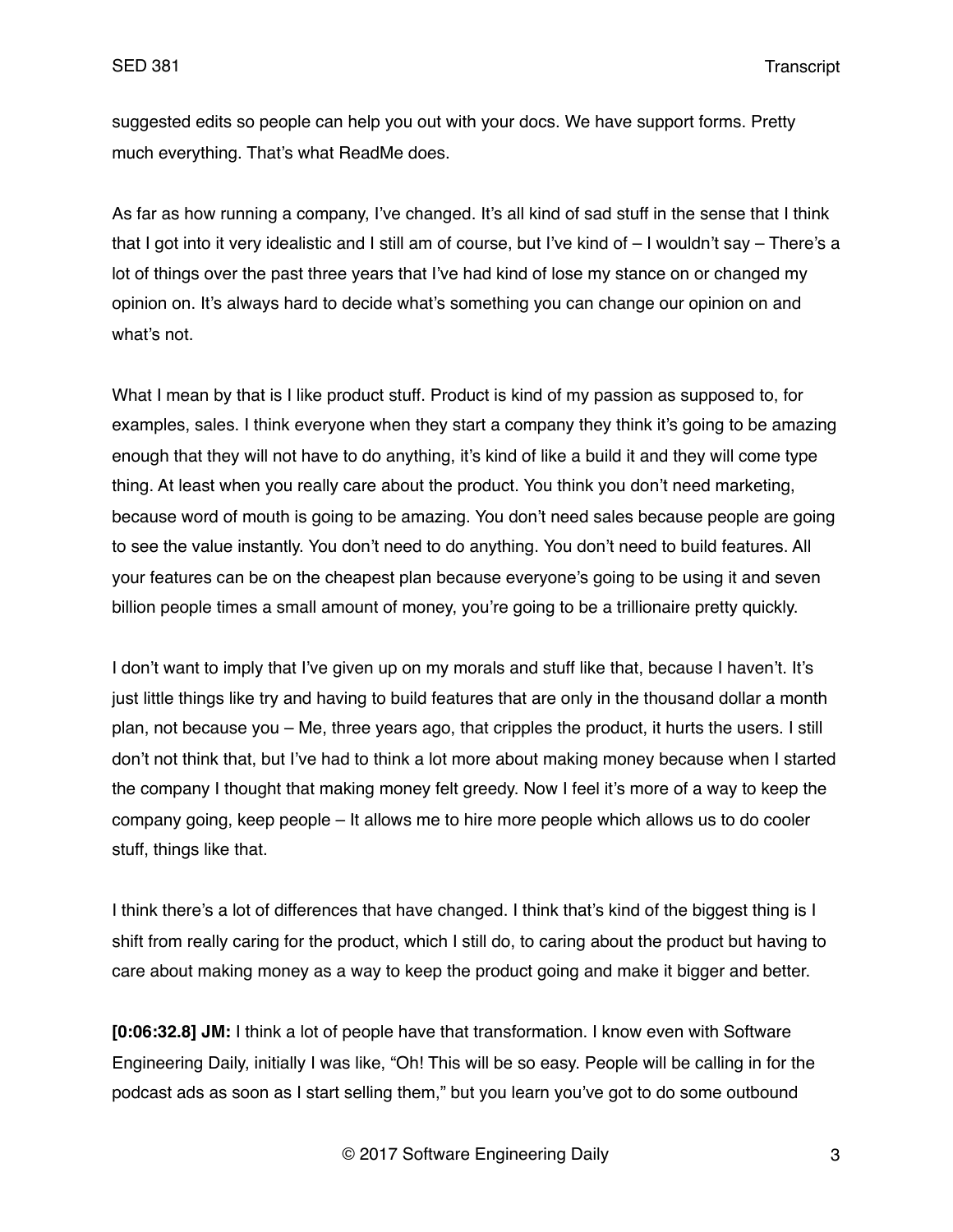suggested edits so people can help you out with your docs. We have support forms. Pretty much everything. That's what ReadMe does.

As far as how running a company, I've changed. It's all kind of sad stuff in the sense that I think that I got into it very idealistic and I still am of course, but I've kind of – I wouldn't say – There's a lot of things over the past three years that I've had kind of lose my stance on or changed my opinion on. It's always hard to decide what's something you can change our opinion on and what's not.

What I mean by that is I like product stuff. Product is kind of my passion as supposed to, for examples, sales. I think everyone when they start a company they think it's going to be amazing enough that they will not have to do anything, it's kind of like a build it and they will come type thing. At least when you really care about the product. You think you don't need marketing, because word of mouth is going to be amazing. You don't need sales because people are going to see the value instantly. You don't need to do anything. You don't need to build features. All your features can be on the cheapest plan because everyone's going to be using it and seven billion people times a small amount of money, you're going to be a trillionaire pretty quickly.

I don't want to imply that I've given up on my morals and stuff like that, because I haven't. It's just little things like try and having to build features that are only in the thousand dollar a month plan, not because you – Me, three years ago, that cripples the product, it hurts the users. I still don't not think that, but I've had to think a lot more about making money because when I started the company I thought that making money felt greedy. Now I feel it's more of a way to keep the company going, keep people – It allows me to hire more people which allows us to do cooler stuff, things like that.

I think there's a lot of differences that have changed. I think that's kind of the biggest thing is I shift from really caring for the product, which I still do, to caring about the product but having to care about making money as a way to keep the product going and make it bigger and better.

**[0:06:32.8] JM:** I think a lot of people have that transformation. I know even with Software Engineering Daily, initially I was like, "Oh! This will be so easy. People will be calling in for the podcast ads as soon as I start selling them," but you learn you've got to do some outbound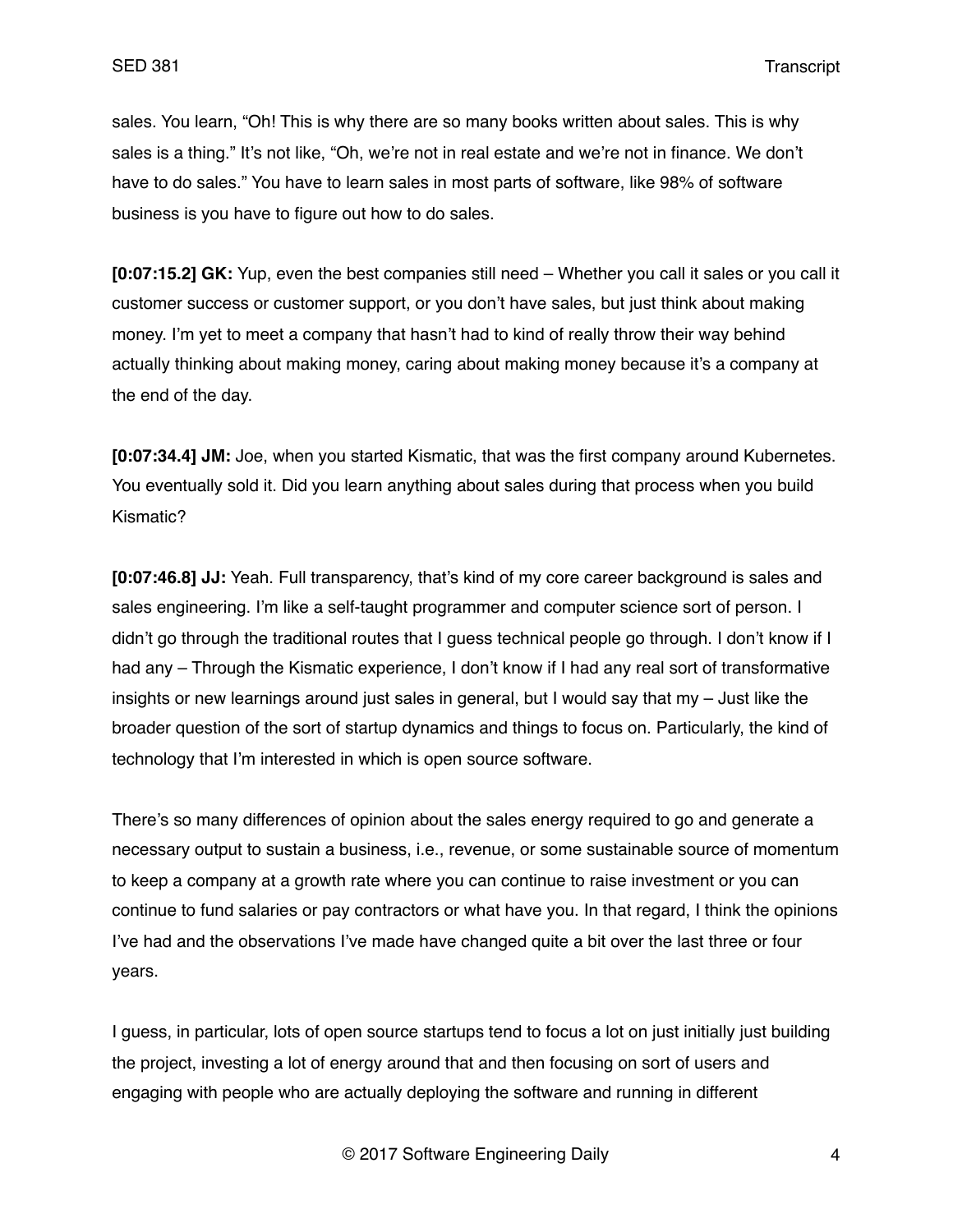sales. You learn, "Oh! This is why there are so many books written about sales. This is why sales is a thing." It's not like, "Oh, we're not in real estate and we're not in finance. We don't have to do sales." You have to learn sales in most parts of software, like 98% of software business is you have to figure out how to do sales.

**[0:07:15.2] GK:** Yup, even the best companies still need – Whether you call it sales or you call it customer success or customer support, or you don't have sales, but just think about making money. I'm yet to meet a company that hasn't had to kind of really throw their way behind actually thinking about making money, caring about making money because it's a company at the end of the day.

**[0:07:34.4] JM:** Joe, when you started Kismatic, that was the first company around Kubernetes. You eventually sold it. Did you learn anything about sales during that process when you build Kismatic?

**[0:07:46.8] JJ:** Yeah. Full transparency, that's kind of my core career background is sales and sales engineering. I'm like a self-taught programmer and computer science sort of person. I didn't go through the traditional routes that I guess technical people go through. I don't know if I had any – Through the Kismatic experience, I don't know if I had any real sort of transformative insights or new learnings around just sales in general, but I would say that my – Just like the broader question of the sort of startup dynamics and things to focus on. Particularly, the kind of technology that I'm interested in which is open source software.

There's so many differences of opinion about the sales energy required to go and generate a necessary output to sustain a business, i.e., revenue, or some sustainable source of momentum to keep a company at a growth rate where you can continue to raise investment or you can continue to fund salaries or pay contractors or what have you. In that regard, I think the opinions I've had and the observations I've made have changed quite a bit over the last three or four years.

I guess, in particular, lots of open source startups tend to focus a lot on just initially just building the project, investing a lot of energy around that and then focusing on sort of users and engaging with people who are actually deploying the software and running in different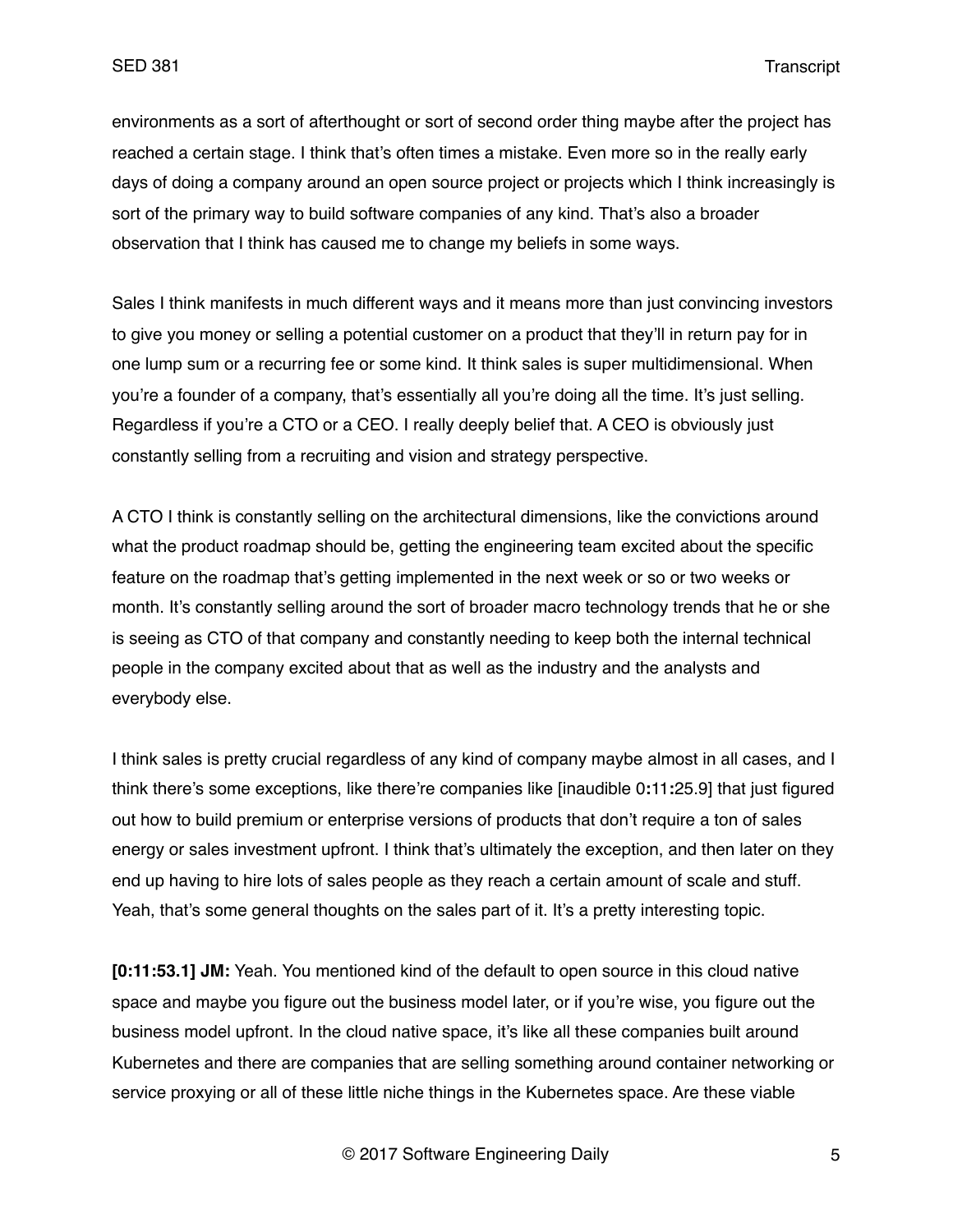environments as a sort of afterthought or sort of second order thing maybe after the project has reached a certain stage. I think that's often times a mistake. Even more so in the really early days of doing a company around an open source project or projects which I think increasingly is sort of the primary way to build software companies of any kind. That's also a broader observation that I think has caused me to change my beliefs in some ways.

Sales I think manifests in much different ways and it means more than just convincing investors to give you money or selling a potential customer on a product that they'll in return pay for in one lump sum or a recurring fee or some kind. It think sales is super multidimensional. When you're a founder of a company, that's essentially all you're doing all the time. It's just selling. Regardless if you're a CTO or a CEO. I really deeply belief that. A CEO is obviously just constantly selling from a recruiting and vision and strategy perspective.

A CTO I think is constantly selling on the architectural dimensions, like the convictions around what the product roadmap should be, getting the engineering team excited about the specific feature on the roadmap that's getting implemented in the next week or so or two weeks or month. It's constantly selling around the sort of broader macro technology trends that he or she is seeing as CTO of that company and constantly needing to keep both the internal technical people in the company excited about that as well as the industry and the analysts and everybody else.

I think sales is pretty crucial regardless of any kind of company maybe almost in all cases, and I think there's some exceptions, like there're companies like [inaudible 0:11:25.9] that just figured out how to build premium or enterprise versions of products that don't require a ton of sales energy or sales investment upfront. I think that's ultimately the exception, and then later on they end up having to hire lots of sales people as they reach a certain amount of scale and stuff. Yeah, that's some general thoughts on the sales part of it. It's a pretty interesting topic.

**[0:11:53.1] JM:** Yeah. You mentioned kind of the default to open source in this cloud native space and maybe you figure out the business model later, or if you're wise, you figure out the business model upfront. In the cloud native space, it's like all these companies built around Kubernetes and there are companies that are selling something around container networking or service proxying or all of these little niche things in the Kubernetes space. Are these viable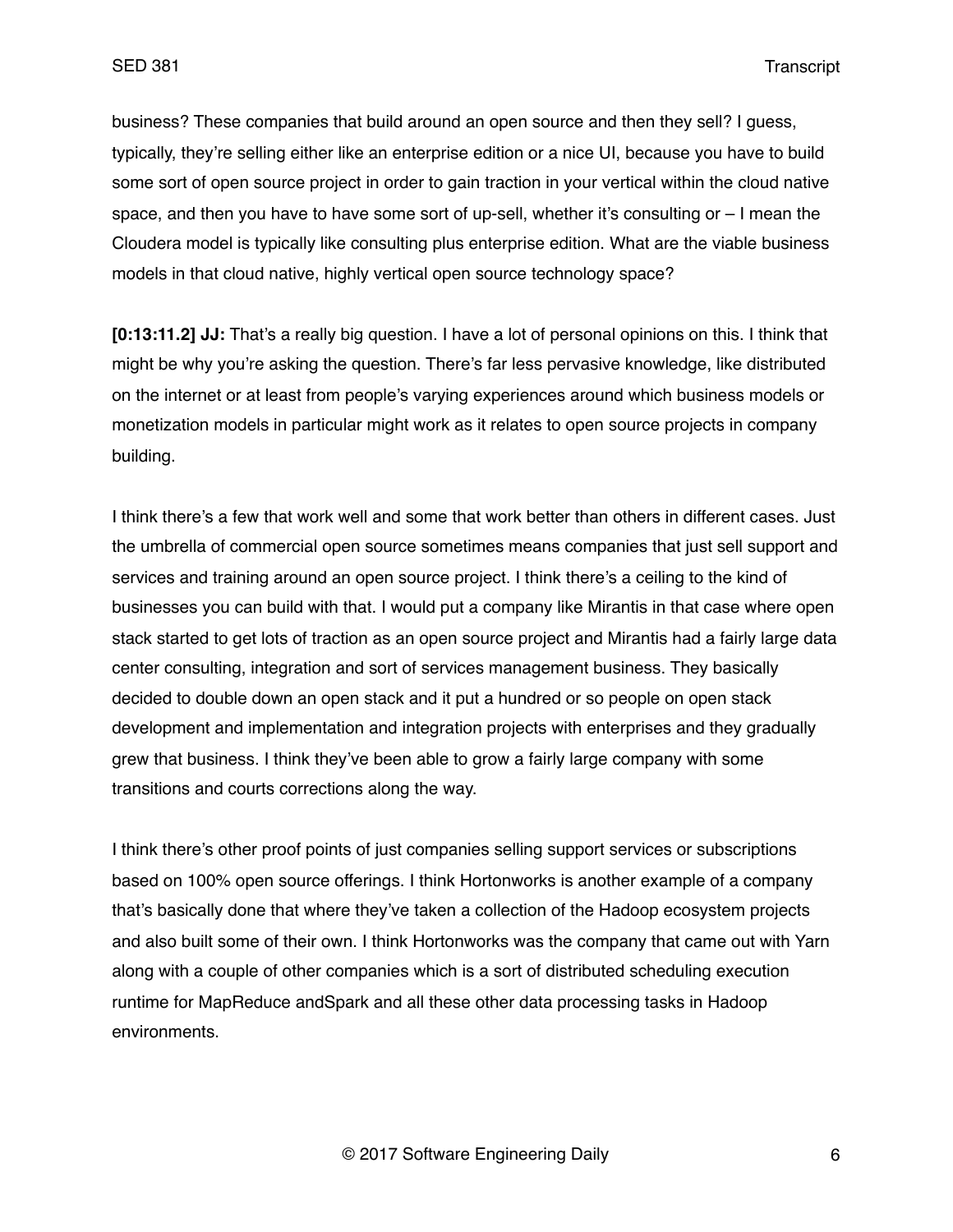business? These companies that build around an open source and then they sell? I guess, typically, they're selling either like an enterprise edition or a nice UI, because you have to build some sort of open source project in order to gain traction in your vertical within the cloud native space, and then you have to have some sort of up-sell, whether it's consulting or – I mean the Cloudera model is typically like consulting plus enterprise edition. What are the viable business models in that cloud native, highly vertical open source technology space?

**[0:13:11.2] JJ:** That's a really big question. I have a lot of personal opinions on this. I think that might be why you're asking the question. There's far less pervasive knowledge, like distributed on the internet or at least from people's varying experiences around which business models or monetization models in particular might work as it relates to open source projects in company building.

I think there's a few that work well and some that work better than others in different cases. Just the umbrella of commercial open source sometimes means companies that just sell support and services and training around an open source project. I think there's a ceiling to the kind of businesses you can build with that. I would put a company like Mirantis in that case where open stack started to get lots of traction as an open source project and Mirantis had a fairly large data center consulting, integration and sort of services management business. They basically decided to double down an open stack and it put a hundred or so people on open stack development and implementation and integration projects with enterprises and they gradually grew that business. I think they've been able to grow a fairly large company with some transitions and courts corrections along the way.

I think there's other proof points of just companies selling support services or subscriptions based on 100% open source offerings. I think Hortonworks is another example of a company that's basically done that where they've taken a collection of the Hadoop ecosystem projects and also built some of their own. I think Hortonworks was the company that came out with Yarn along with a couple of other companies which is a sort of distributed scheduling execution runtime for MapReduce andSpark and all these other data processing tasks in Hadoop environments.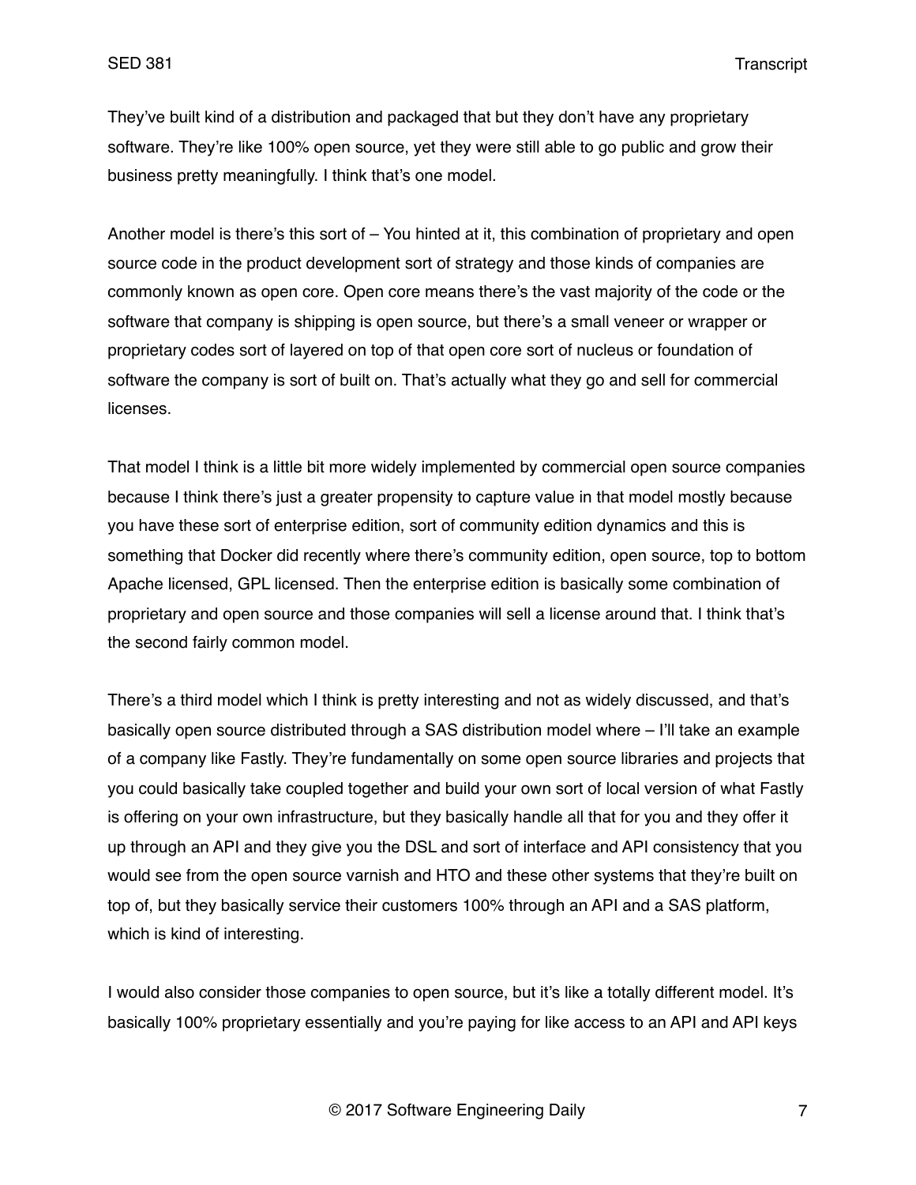They've built kind of a distribution and packaged that but they don't have any proprietary software. They're like 100% open source, yet they were still able to go public and grow their business pretty meaningfully. I think that's one model.

Another model is there's this sort of – You hinted at it, this combination of proprietary and open source code in the product development sort of strategy and those kinds of companies are commonly known as open core. Open core means there's the vast majority of the code or the software that company is shipping is open source, but there's a small veneer or wrapper or proprietary codes sort of layered on top of that open core sort of nucleus or foundation of software the company is sort of built on. That's actually what they go and sell for commercial licenses.

That model I think is a little bit more widely implemented by commercial open source companies because I think there's just a greater propensity to capture value in that model mostly because you have these sort of enterprise edition, sort of community edition dynamics and this is something that Docker did recently where there's community edition, open source, top to bottom Apache licensed, GPL licensed. Then the enterprise edition is basically some combination of proprietary and open source and those companies will sell a license around that. I think that's the second fairly common model.

There's a third model which I think is pretty interesting and not as widely discussed, and that's basically open source distributed through a SAS distribution model where – I'll take an example of a company like Fastly. They're fundamentally on some open source libraries and projects that you could basically take coupled together and build your own sort of local version of what Fastly is offering on your own infrastructure, but they basically handle all that for you and they offer it up through an API and they give you the DSL and sort of interface and API consistency that you would see from the open source varnish and HTO and these other systems that they're built on top of, but they basically service their customers 100% through an API and a SAS platform, which is kind of interesting.

I would also consider those companies to open source, but it's like a totally different model. It's basically 100% proprietary essentially and you're paying for like access to an API and API keys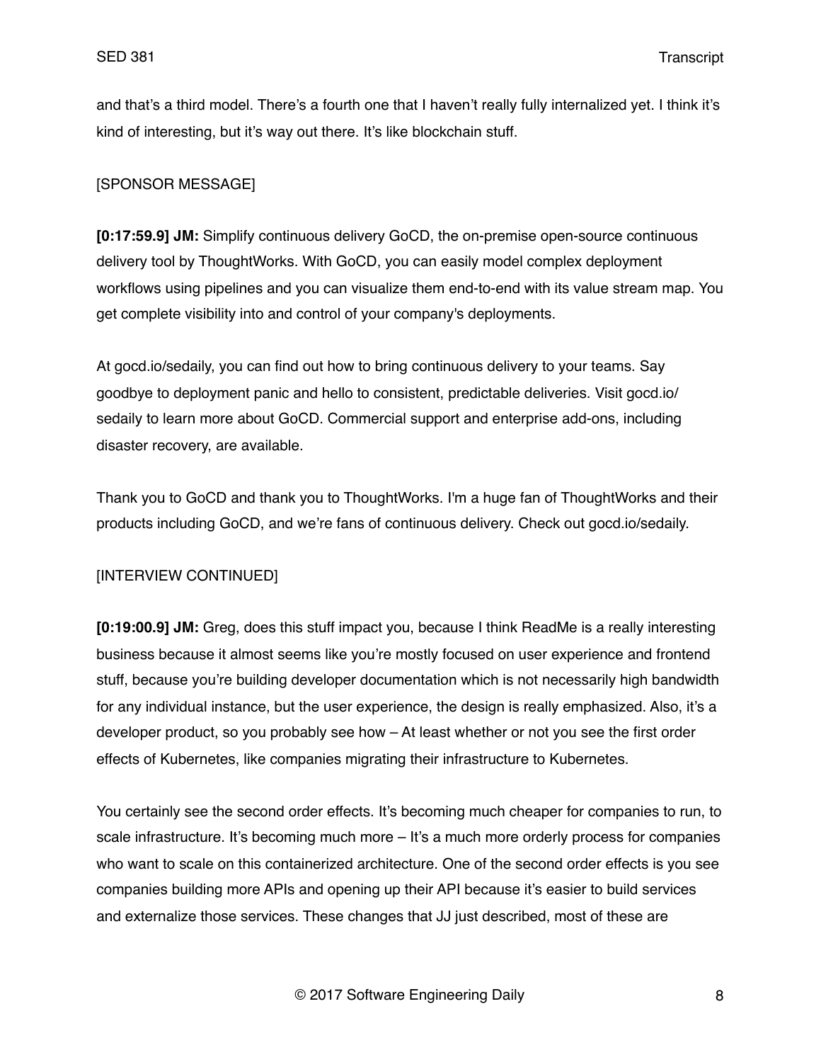and that's a third model. There's a fourth one that I haven't really fully internalized yet. I think it's kind of interesting, but it's way out there. It's like blockchain stuff.

[SPONSOR MESSAGE]

**[0:17:59.9] JM:** Simplify continuous delivery GoCD, the on-premise open-source continuous delivery tool by ThoughtWorks. With GoCD, you can easily model complex deployment workflows using pipelines and you can visualize them end-to-end with its value stream map. You get complete visibility into and control of your company's deployments.

At gocd.io/sedaily, you can find out how to bring continuous delivery to your teams. Say goodbye to deployment panic and hello to consistent, predictable deliveries. Visit gocd.io/sedaily to learn more about GoCD. Commercial support and enterprise add-ons, including disaster recovery, are available.

Thank you to GoCD and thank you to ThoughtWorks. I'm a huge fan of ThoughtWorks and their products including GoCD, and we're fans of continuous delivery. Check out gocd.io/sedaily.

[INTERVIEW CONTINUED]

**[0:19:00.9] JM:** Greg, does this stuff impact you, because I think ReadMe is a really interesting business because it almost seems like you're mostly focused on user experience and frontend stuff, because you're building developer documentation which is not necessarily high bandwidth for any individual instance, but the user experience, the design is really emphasized. Also, it's a developer product, so you probably see how – At least whether or not you see the first order effects of Kubernetes, like companies migrating their infrastructure to Kubernetes.

You certainly see the second order effects. It's becoming much cheaper for companies to run, to scale infrastructure. It's becoming much more – It's a much more orderly process for companies who want to scale on this containerized architecture. One of the second order effects is you see companies building more APIs and opening up their API because it's easier to build services and externalize those services. These changes that JJ just described, most of these are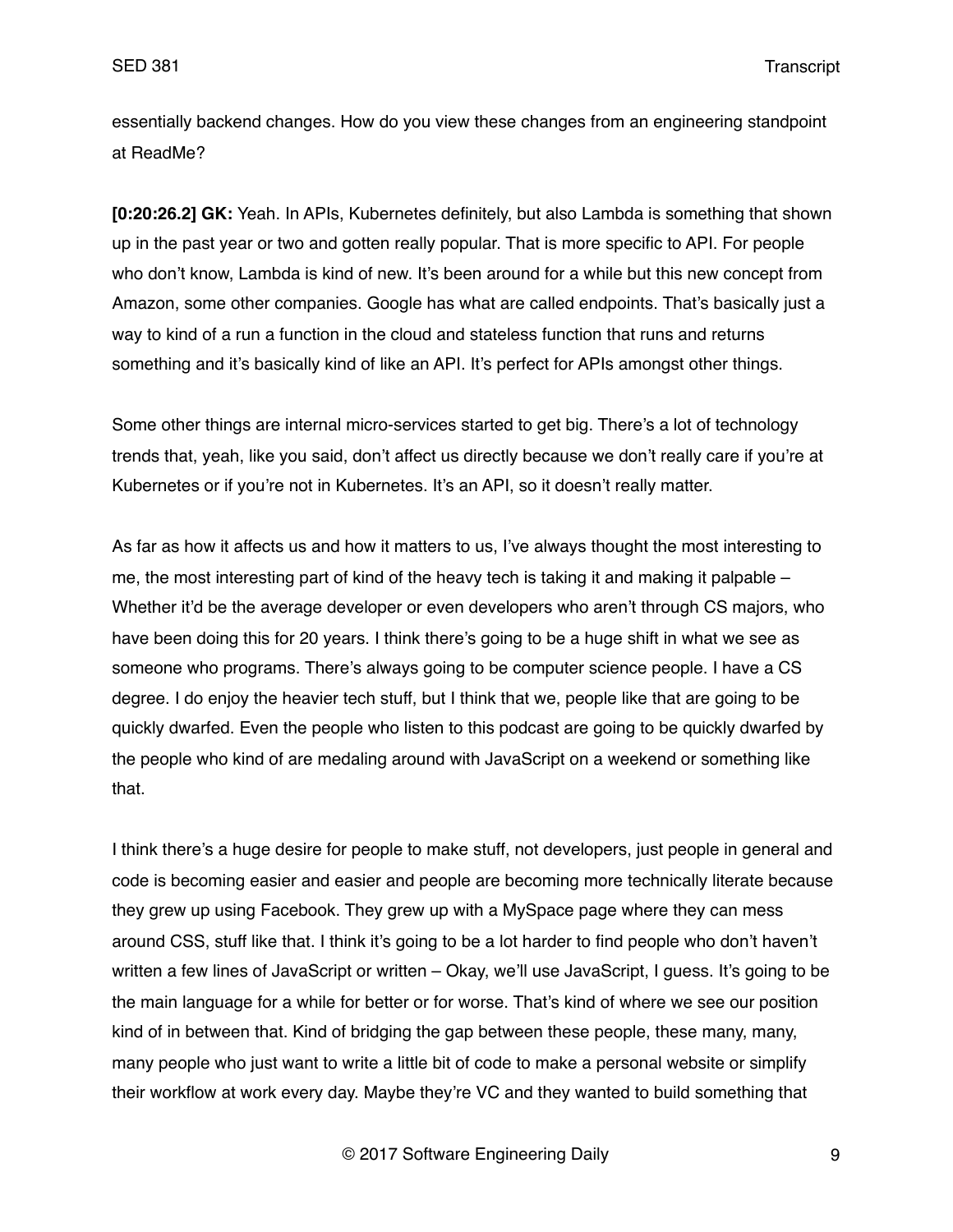essentially backend changes. How do you view these changes from an engineering standpoint at ReadMe?

**[0:20:26.2] GK:** Yeah. In APIs, Kubernetes definitely, but also Lambda is something that shown up in the past year or two and gotten really popular. That is more specific to API. For people who don't know, Lambda is kind of new. It's been around for a while but this new concept from Amazon, some other companies. Google has what are called endpoints. That's basically just a way to kind of a run a function in the cloud and stateless function that runs and returns something and it's basically kind of like an API. It's perfect for APIs amongst other things.

Some other things are internal micro-services started to get big. There's a lot of technology trends that, yeah, like you said, don't affect us directly because we don't really care if you're at Kubernetes or if you're not in Kubernetes. It's an API, so it doesn't really matter.

As far as how it affects us and how it matters to us, I've always thought the most interesting to me, the most interesting part of kind of the heavy tech is taking it and making it palpable – Whether it'd be the average developer or even developers who aren't through CS majors, who have been doing this for 20 years. I think there's going to be a huge shift in what we see as someone who programs. There's always going to be computer science people. I have a CS degree. I do enjoy the heavier tech stuff, but I think that we, people like that are going to be quickly dwarfed. Even the people who listen to this podcast are going to be quickly dwarfed by the people who kind of are medaling around with JavaScript on a weekend or something like that.

I think there's a huge desire for people to make stuff, not developers, just people in general and code is becoming easier and easier and people are becoming more technically literate because they grew up using Facebook. They grew up with a MySpace page where they can mess around CSS, stuff like that. I think it's going to be a lot harder to find people who don't haven't written a few lines of JavaScript or written – Okay, we'll use JavaScript, I guess. It's going to be the main language for a while for better or for worse. That's kind of where we see our position kind of in between that. Kind of bridging the gap between these people, these many, many, many people who just want to write a little bit of code to make a personal website or simplify their workflow at work every day. Maybe they're VC and they wanted to build something that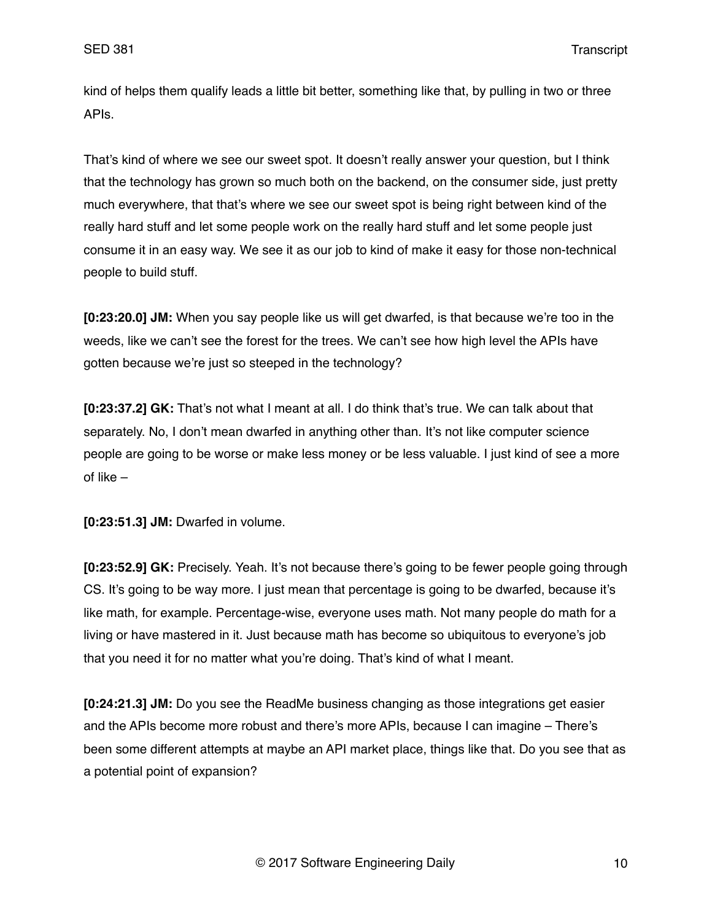kind of helps them qualify leads a little bit better, something like that, by pulling in two or three APIs.

That's kind of where we see our sweet spot. It doesn't really answer your question, but I think that the technology has grown so much both on the backend, on the consumer side, just pretty much everywhere, that that's where we see our sweet spot is being right between kind of the really hard stuff and let some people work on the really hard stuff and let some people just consume it in an easy way. We see it as our job to kind of make it easy for those non-technical people to build stuff.

**[0:23:20.0] JM:** When you say people like us will get dwarfed, is that because we're too in the weeds, like we can't see the forest for the trees. We can't see how high level the APIs have gotten because we're just so steeped in the technology?

**[0:23:37.2] GK:** That's not what I meant at all. I do think that's true. We can talk about that separately. No, I don't mean dwarfed in anything other than. It's not like computer science people are going to be worse or make less money or be less valuable. I just kind of see a more of like –

**[0:23:51.3] JM:** Dwarfed in volume.

**[0:23:52.9] GK:** Precisely. Yeah. It's not because there's going to be fewer people going through CS. It's going to be way more. I just mean that percentage is going to be dwarfed, because it's like math, for example. Percentage-wise, everyone uses math. Not many people do math for a living or have mastered in it. Just because math has become so ubiquitous to everyone's job that you need it for no matter what you're doing. That's kind of what I meant.

**[0:24:21.3] JM:** Do you see the ReadMe business changing as those integrations get easier and the APIs become more robust and there's more APIs, because I can imagine – There's been some different attempts at maybe an API market place, things like that. Do you see that as a potential point of expansion?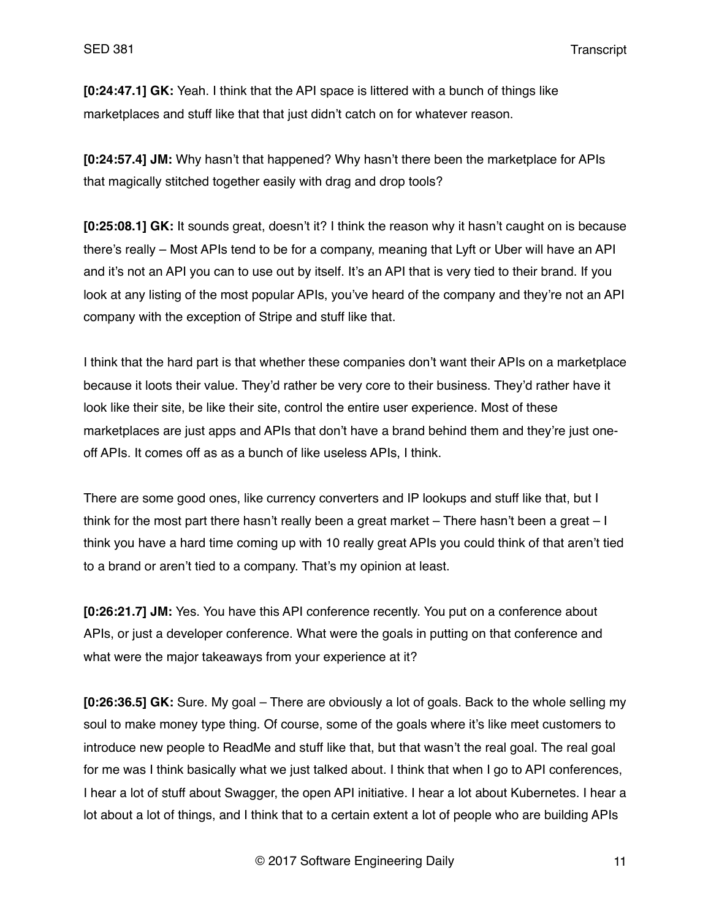**[0:24:47.1] GK:** Yeah. I think that the API space is littered with a bunch of things like marketplaces and stuff like that that just didn't catch on for whatever reason.

**[0:24:57.4] JM:** Why hasn't that happened? Why hasn't there been the marketplace for APIs that magically stitched together easily with drag and drop tools?

**[0:25:08.1] GK:** It sounds great, doesn't it? I think the reason why it hasn't caught on is because there's really – Most APIs tend to be for a company, meaning that Lyft or Uber will have an API and it's not an API you can to use out by itself. It's an API that is very tied to their brand. If you look at any listing of the most popular APIs, you've heard of the company and they're not an API company with the exception of Stripe and stuff like that.

I think that the hard part is that whether these companies don't want their APIs on a marketplace because it loots their value. They'd rather be very core to their business. They'd rather have it look like their site, be like their site, control the entire user experience. Most of these marketplaces are just apps and APIs that don't have a brand behind them and they're just one-off APIs. It comes off as as a bunch of like useless APIs, I think.

There are some good ones, like currency converters and IP lookups and stuff like that, but I think for the most part there hasn't really been a great market – There hasn't been a great – I think you have a hard time coming up with 10 really great APIs you could think of that aren't tied to a brand or aren't tied to a company. That's my opinion at least.

**[0:26:21.7] JM:** Yes. You have this API conference recently. You put on a conference about APIs, or just a developer conference. What were the goals in putting on that conference and what were the major takeaways from your experience at it?

**[0:26:36.5] GK:** Sure. My goal – There are obviously a lot of goals. Back to the whole selling my soul to make money type thing. Of course, some of the goals where it's like meet customers to introduce new people to ReadMe and stuff like that, but that wasn't the real goal. The real goal for me was I think basically what we just talked about. I think that when I go to API conferences, I hear a lot of stuff about Swagger, the open API initiative. I hear a lot about Kubernetes. I hear a lot about a lot of things, and I think that to a certain extent a lot of people who are building APIs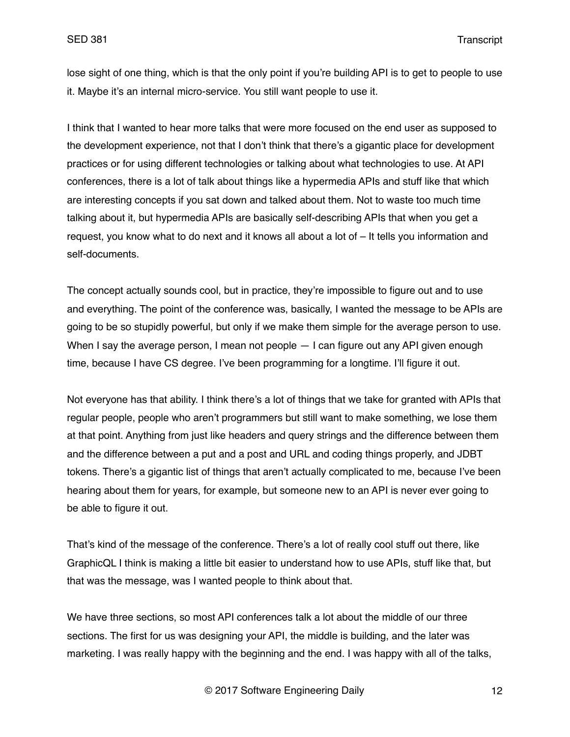lose sight of one thing, which is that the only point if you're building API is to get to people to use it. Maybe it's an internal micro-service. You still want people to use it.

I think that I wanted to hear more talks that were more focused on the end user as supposed to the development experience, not that I don't think that there's a gigantic place for development practices or for using different technologies or talking about what technologies to use. At API conferences, there is a lot of talk about things like a hypermedia APIs and stuff like that which are interesting concepts if you sat down and talked about them. Not to waste too much time talking about it, but hypermedia APIs are basically self-describing APIs that when you get a request, you know what to do next and it knows all about a lot of – It tells you information and self-documents.

The concept actually sounds cool, but in practice, they're impossible to figure out and to use and everything. The point of the conference was, basically, I wanted the message to be APIs are going to be so stupidly powerful, but only if we make them simple for the average person to use. When I say the average person, I mean not people — I can figure out any API given enough time, because I have CS degree. I've been programming for a longtime. I'll figure it out.

Not everyone has that ability. I think there's a lot of things that we take for granted with APIs that regular people, people who aren't programmers but still want to make something, we lose them at that point. Anything from just like headers and query strings and the difference between them and the difference between a put and a post and URL and coding things properly, and JDBT tokens. There's a gigantic list of things that aren't actually complicated to me, because I've been hearing about them for years, for example, but someone new to an API is never ever going to be able to figure it out.

That's kind of the message of the conference. There's a lot of really cool stuff out there, like GraphicQL I think is making a little bit easier to understand how to use APIs, stuff like that, but that was the message, was I wanted people to think about that.

We have three sections, so most API conferences talk a lot about the middle of our three sections. The first for us was designing your API, the middle is building, and the later was marketing. I was really happy with the beginning and the end. I was happy with all of the talks,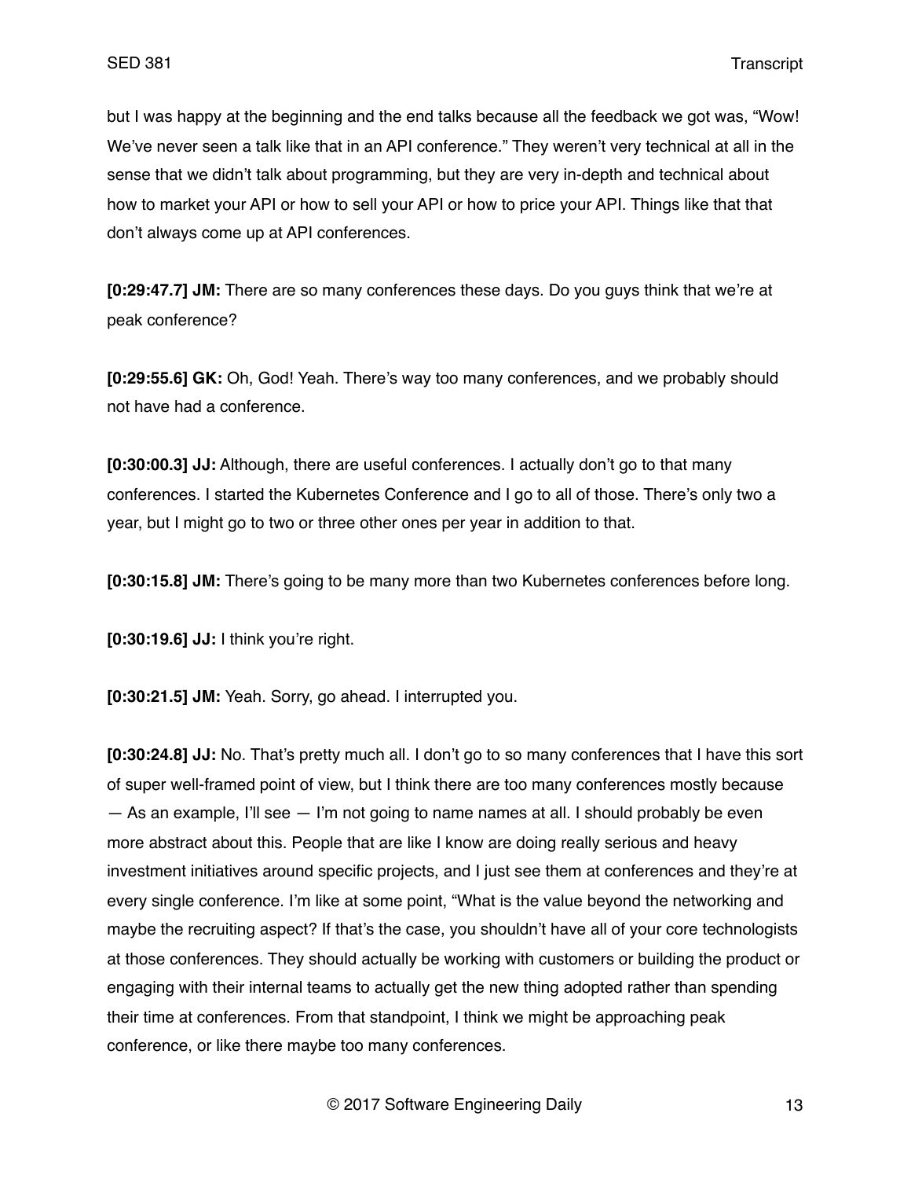but I was happy at the beginning and the end talks because all the feedback we got was, "Wow! We've never seen a talk like that in an API conference." They weren't very technical at all in the sense that we didn't talk about programming, but they are very in-depth and technical about how to market your API or how to sell your API or how to price your API. Things like that that don't always come up at API conferences.

**[0:29:47.7] JM:** There are so many conferences these days. Do you guys think that we're at peak conference?

**[0:29:55.6] GK:** Oh, God! Yeah. There's way too many conferences, and we probably should not have had a conference.

**[0:30:00.3] JJ:** Although, there are useful conferences. I actually don't go to that many conferences. I started the Kubernetes Conference and I go to all of those. There's only two a year, but I might go to two or three other ones per year in addition to that.

**[0:30:15.8] JM:** There's going to be many more than two Kubernetes conferences before long.

**[0:30:19.6] JJ:** I think you're right.

**[0:30:21.5] JM:** Yeah. Sorry, go ahead. I interrupted you.

**[0:30:24.8] JJ:** No. That's pretty much all. I don't go to so many conferences that I have this sort of super well-framed point of view, but I think there are too many conferences mostly because — As an example, I'll see — I'm not going to name names at all. I should probably be even more abstract about this. People that are like I know are doing really serious and heavy investment initiatives around specific projects, and I just see them at conferences and they're at every single conference. I'm like at some point, "What is the value beyond the networking and maybe the recruiting aspect? If that's the case, you shouldn't have all of your core technologists at those conferences. They should actually be working with customers or building the product or engaging with their internal teams to actually get the new thing adopted rather than spending their time at conferences. From that standpoint, I think we might be approaching peak conference, or like there maybe too many conferences.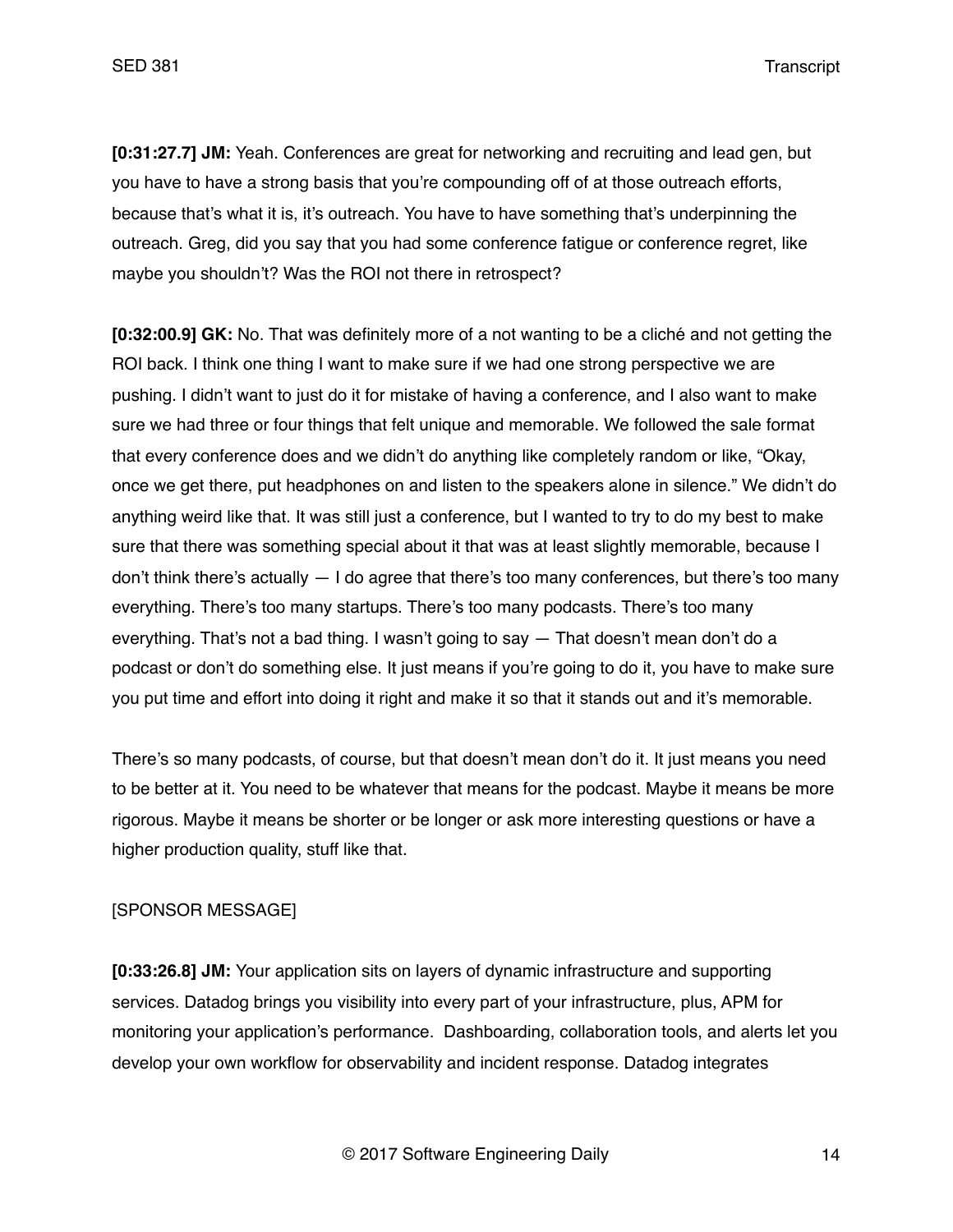**[0:31:27.7] JM:** Yeah. Conferences are great for networking and recruiting and lead gen, but you have to have a strong basis that you're compounding off of at those outreach efforts, because that's what it is, it's outreach. You have to have something that's underpinning the outreach. Greg, did you say that you had some conference fatigue or conference regret, like maybe you shouldn't? Was the ROI not there in retrospect?

**[0:32:00.9] GK:** No. That was definitely more of a not wanting to be a cliché and not getting the ROI back. I think one thing I want to make sure if we had one strong perspective we are pushing. I didn't want to just do it for mistake of having a conference, and I also want to make sure we had three or four things that felt unique and memorable. We followed the sale format that every conference does and we didn't do anything like completely random or like, "Okay, once we get there, put headphones on and listen to the speakers alone in silence." We didn't do anything weird like that. It was still just a conference, but I wanted to try to do my best to make sure that there was something special about it that was at least slightly memorable, because I don't think there's actually — I do agree that there's too many conferences, but there's too many everything. There's too many startups. There's too many podcasts. There's too many everything. That's not a bad thing. I wasn't going to say — That doesn't mean don't do a podcast or don't do something else. It just means if you're going to do it, you have to make sure you put time and effort into doing it right and make it so that it stands out and it's memorable.

There's so many podcasts, of course, but that doesn't mean don't do it. It just means you need to be better at it. You need to be whatever that means for the podcast. Maybe it means be more rigorous. Maybe it means be shorter or be longer or ask more interesting questions or have a higher production quality, stuff like that.

[SPONSOR MESSAGE]

**[0:33:26.8] JM:** Your application sits on layers of dynamic infrastructure and supporting services. Datadog brings you visibility into every part of your infrastructure, plus, APM for monitoring your application's performance. Dashboarding, collaboration tools, and alerts let you develop your own workflow for observability and incident response. Datadog integrates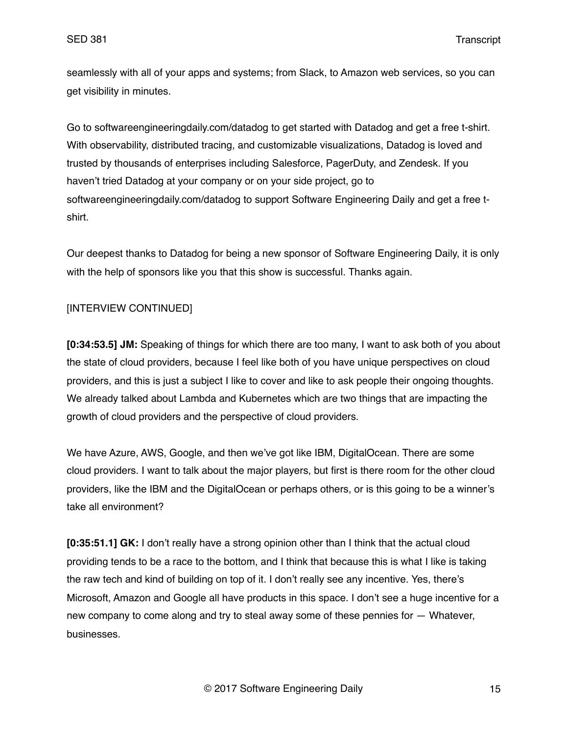seamlessly with all of your apps and systems; from Slack, to Amazon web services, so you can get visibility in minutes.

Go to softwareengineeringdaily.com/datadog to get started with Datadog and get a free t-shirt. With observability, distributed tracing, and customizable visualizations, Datadog is loved and trusted by thousands of enterprises including Salesforce, PagerDuty, and Zendesk. If you haven't tried Datadog at your company or on your side project, go to softwareengineeringdaily.com/datadog to support Software Engineering Daily and get a free t-shirt.

Our deepest thanks to Datadog for being a new sponsor of Software Engineering Daily, it is only with the help of sponsors like you that this show is successful. Thanks again.

[INTERVIEW CONTINUED]

**[0:34:53.5] JM:** Speaking of things for which there are too many, I want to ask both of you about the state of cloud providers, because I feel like both of you have unique perspectives on cloud providers, and this is just a subject I like to cover and like to ask people their ongoing thoughts. We already talked about Lambda and Kubernetes which are two things that are impacting the growth of cloud providers and the perspective of cloud providers.

We have Azure, AWS, Google, and then we've got like IBM, DigitalOcean. There are some cloud providers. I want to talk about the major players, but first is there room for the other cloud providers, like the IBM and the DigitalOcean or perhaps others, or is this going to be a winner's take all environment?

**[0:35:51.1] GK:** I don't really have a strong opinion other than I think that the actual cloud providing tends to be a race to the bottom, and I think that because this is what I like is taking the raw tech and kind of building on top of it. I don't really see any incentive. Yes, there's Microsoft, Amazon and Google all have products in this space. I don't see a huge incentive for a new company to come along and try to steal away some of these pennies for — Whatever, businesses.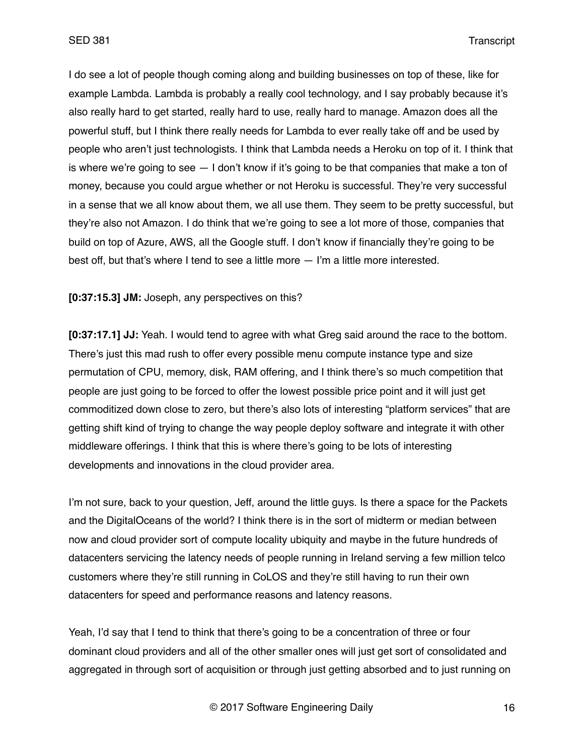I do see a lot of people though coming along and building businesses on top of these, like for example Lambda. Lambda is probably a really cool technology, and I say probably because it's also really hard to get started, really hard to use, really hard to manage. Amazon does all the powerful stuff, but I think there really needs for Lambda to ever really take off and be used by people who aren't just technologists. I think that Lambda needs a Heroku on top of it. I think that is where we're going to see — I don't know if it's going to be that companies that make a ton of money, because you could argue whether or not Heroku is successful. They're very successful in a sense that we all know about them, we all use them. They seem to be pretty successful, but they're also not Amazon. I do think that we're going to see a lot more of those, companies that build on top of Azure, AWS, all the Google stuff. I don't know if financially they're going to be best off, but that's where I tend to see a little more — I'm a little more interested.

**[0:37:15.3] JM:** Joseph, any perspectives on this?

**[0:37:17.1] JJ:** Yeah. I would tend to agree with what Greg said around the race to the bottom. There's just this mad rush to offer every possible menu compute instance type and size permutation of CPU, memory, disk, RAM offering, and I think there's so much competition that people are just going to be forced to offer the lowest possible price point and it will just get commoditized down close to zero, but there's also lots of interesting "platform services" that are getting shift kind of trying to change the way people deploy software and integrate it with other middleware offerings. I think that this is where there's going to be lots of interesting developments and innovations in the cloud provider area.

I'm not sure, back to your question, Jeff, around the little guys. Is there a space for the Packets and the DigitalOceans of the world? I think there is in the sort of midterm or median between now and cloud provider sort of compute locality ubiquity and maybe in the future hundreds of datacenters servicing the latency needs of people running in Ireland serving a few million telco customers where they're still running in CoLOS and they're still having to run their own datacenters for speed and performance reasons and latency reasons.

Yeah, I'd say that I tend to think that there's going to be a concentration of three or four dominant cloud providers and all of the other smaller ones will just get sort of consolidated and aggregated in through sort of acquisition or through just getting absorbed and to just running on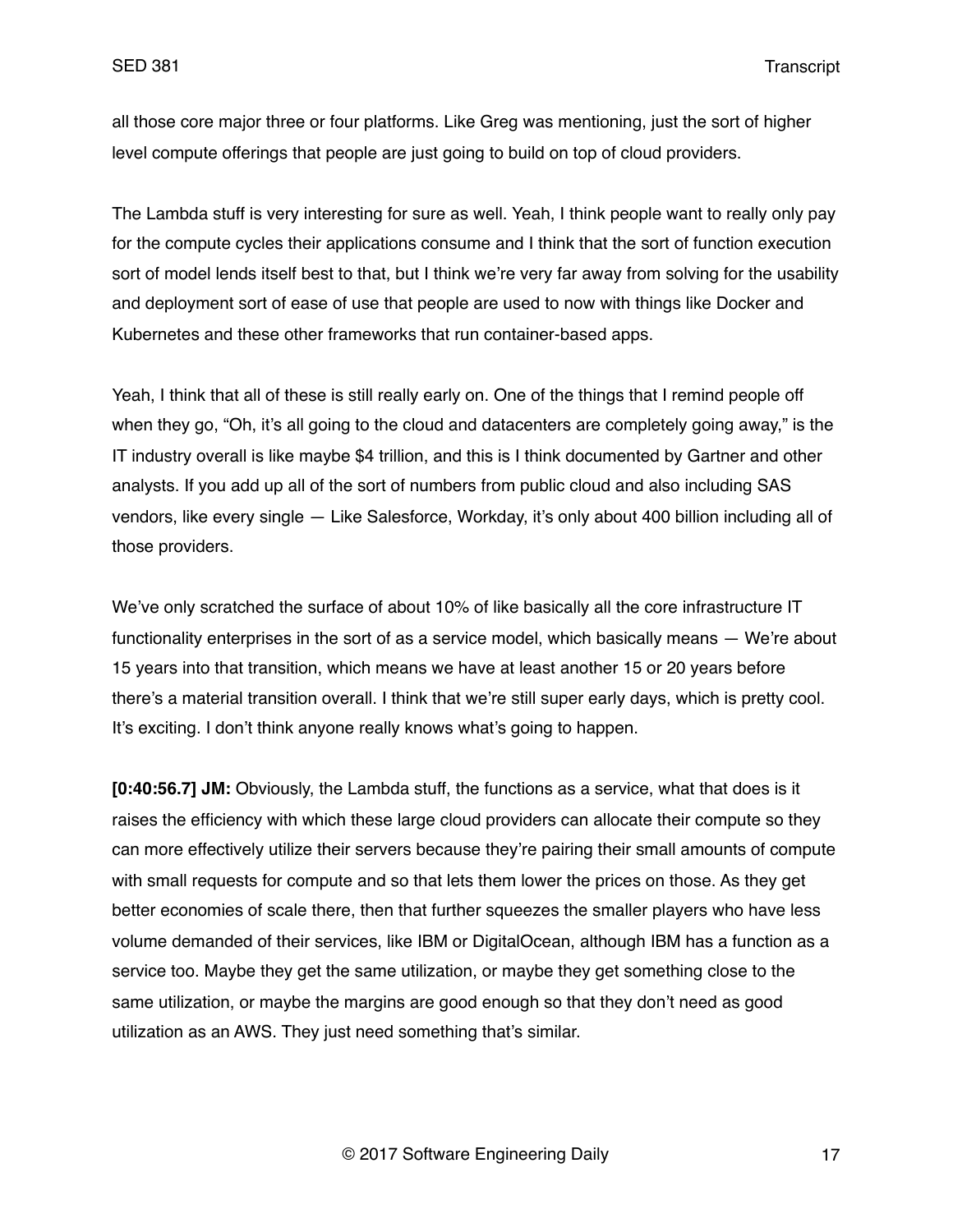all those core major three or four platforms. Like Greg was mentioning, just the sort of higher level compute offerings that people are just going to build on top of cloud providers.

The Lambda stuff is very interesting for sure as well. Yeah, I think people want to really only pay for the compute cycles their applications consume and I think that the sort of function execution sort of model lends itself best to that, but I think we're very far away from solving for the usability and deployment sort of ease of use that people are used to now with things like Docker and Kubernetes and these other frameworks that run container-based apps.

Yeah, I think that all of these is still really early on. One of the things that I remind people off when they go, "Oh, it's all going to the cloud and datacenters are completely going away," is the IT industry overall is like maybe $4 trillion, and this is I think documented by Gartner and other analysts. If you add up all of the sort of numbers from public cloud and also including SAS vendors, like every single — Like Salesforce, Workday, it's only about 400 billion including all of those providers.

We've only scratched the surface of about 10% of like basically all the core infrastructure IT functionality enterprises in the sort of as a service model, which basically means — We're about 15 years into that transition, which means we have at least another 15 or 20 years before there's a material transition overall. I think that we're still super early days, which is pretty cool. It's exciting. I don't think anyone really knows what's going to happen.

**[0:40:56.7] JM:** Obviously, the Lambda stuff, the functions as a service, what that does is it raises the efficiency with which these large cloud providers can allocate their compute so they can more effectively utilize their servers because they're pairing their small amounts of compute with small requests for compute and so that lets them lower the prices on those. As they get better economies of scale there, then that further squeezes the smaller players who have less volume demanded of their services, like IBM or DigitalOcean, although IBM has a function as a service too. Maybe they get the same utilization, or maybe they get something close to the same utilization, or maybe the margins are good enough so that they don't need as good utilization as an AWS. They just need something that's similar.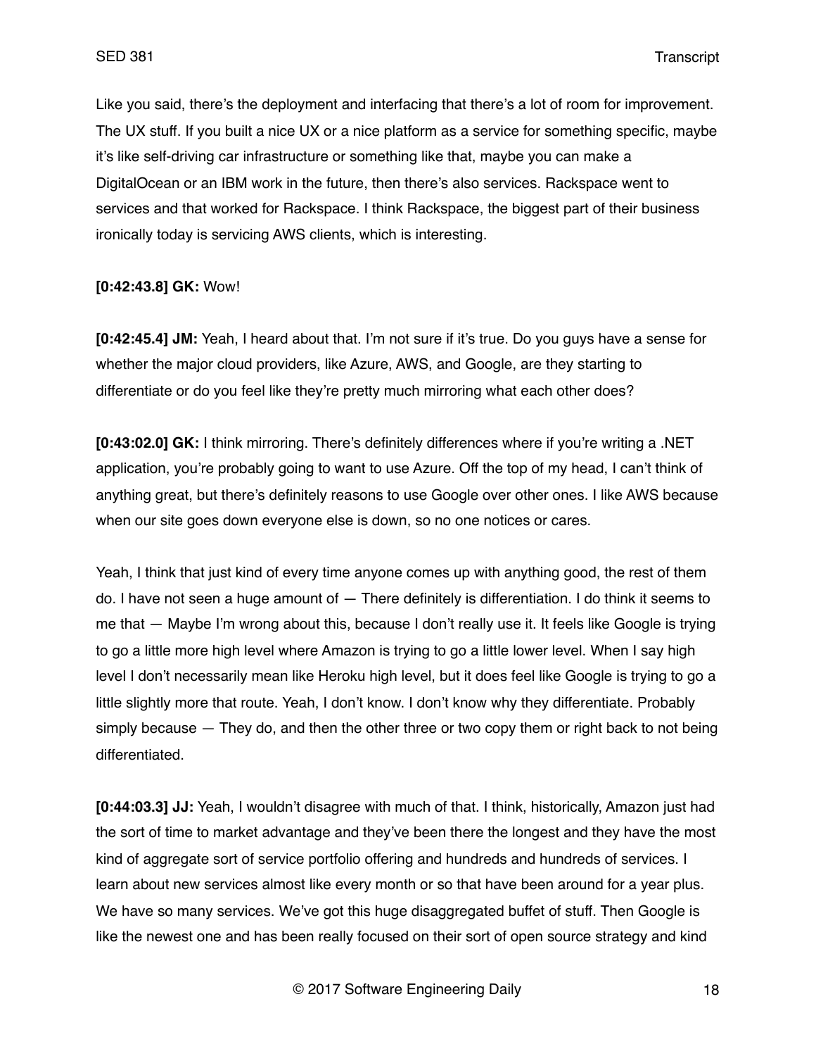Like you said, there's the deployment and interfacing that there's a lot of room for improvement. The UX stuff. If you built a nice UX or a nice platform as a service for something specific, maybe it's like self-driving car infrastructure or something like that, maybe you can make a DigitalOcean or an IBM work in the future, then there's also services. Rackspace went to services and that worked for Rackspace. I think Rackspace, the biggest part of their business ironically today is servicing AWS clients, which is interesting.

**[0:42:43.8] GK:** Wow!

**[0:42:45.4] JM:** Yeah, I heard about that. I'm not sure if it's true. Do you guys have a sense for whether the major cloud providers, like Azure, AWS, and Google, are they starting to differentiate or do you feel like they're pretty much mirroring what each other does?

**[0:43:02.0] GK:** I think mirroring. There's definitely differences where if you're writing a .NET application, you're probably going to want to use Azure. Off the top of my head, I can't think of anything great, but there's definitely reasons to use Google over other ones. I like AWS because when our site goes down everyone else is down, so no one notices or cares.

Yeah, I think that just kind of every time anyone comes up with anything good, the rest of them do. I have not seen a huge amount of — There definitely is differentiation. I do think it seems to me that — Maybe I'm wrong about this, because I don't really use it. It feels like Google is trying to go a little more high level where Amazon is trying to go a little lower level. When I say high level I don't necessarily mean like Heroku high level, but it does feel like Google is trying to go a little slightly more that route. Yeah, I don't know. I don't know why they differentiate. Probably simply because — They do, and then the other three or two copy them or right back to not being differentiated.

**[0:44:03.3] JJ:** Yeah, I wouldn't disagree with much of that. I think, historically, Amazon just had the sort of time to market advantage and they've been there the longest and they have the most kind of aggregate sort of service portfolio offering and hundreds and hundreds of services. I learn about new services almost like every month or so that have been around for a year plus. We have so many services. We've got this huge disaggregated buffet of stuff. Then Google is like the newest one and has been really focused on their sort of open source strategy and kind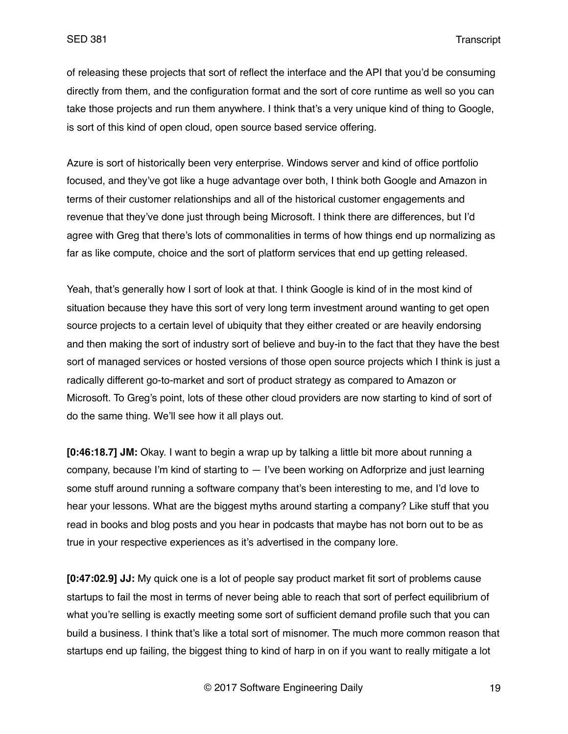of releasing these projects that sort of reflect the interface and the API that you'd be consuming directly from them, and the configuration format and the sort of core runtime as well so you can take those projects and run them anywhere. I think that's a very unique kind of thing to Google, is sort of this kind of open cloud, open source based service offering.

Azure is sort of historically been very enterprise. Windows server and kind of office portfolio focused, and they've got like a huge advantage over both, I think both Google and Amazon in terms of their customer relationships and all of the historical customer engagements and revenue that they've done just through being Microsoft. I think there are differences, but I'd agree with Greg that there's lots of commonalities in terms of how things end up normalizing as far as like compute, choice and the sort of platform services that end up getting released.

Yeah, that's generally how I sort of look at that. I think Google is kind of in the most kind of situation because they have this sort of very long term investment around wanting to get open source projects to a certain level of ubiquity that they either created or are heavily endorsing and then making the sort of industry sort of believe and buy-in to the fact that they have the best sort of managed services or hosted versions of those open source projects which I think is just a radically different go-to-market and sort of product strategy as compared to Amazon or Microsoft. To Greg's point, lots of these other cloud providers are now starting to kind of sort of do the same thing. We'll see how it all plays out.

**[0:46:18.7] JM:** Okay. I want to begin a wrap up by talking a little bit more about running a company, because I'm kind of starting to — I've been working on Adforprize and just learning some stuff around running a software company that's been interesting to me, and I'd love to hear your lessons. What are the biggest myths around starting a company? Like stuff that you read in books and blog posts and you hear in podcasts that maybe has not born out to be as true in your respective experiences as it's advertised in the company lore.

**[0:47:02.9] JJ:** My quick one is a lot of people say product market fit sort of problems cause startups to fail the most in terms of never being able to reach that sort of perfect equilibrium of what you're selling is exactly meeting some sort of sufficient demand profile such that you can build a business. I think that's like a total sort of misnomer. The much more common reason that startups end up failing, the biggest thing to kind of harp in on if you want to really mitigate a lot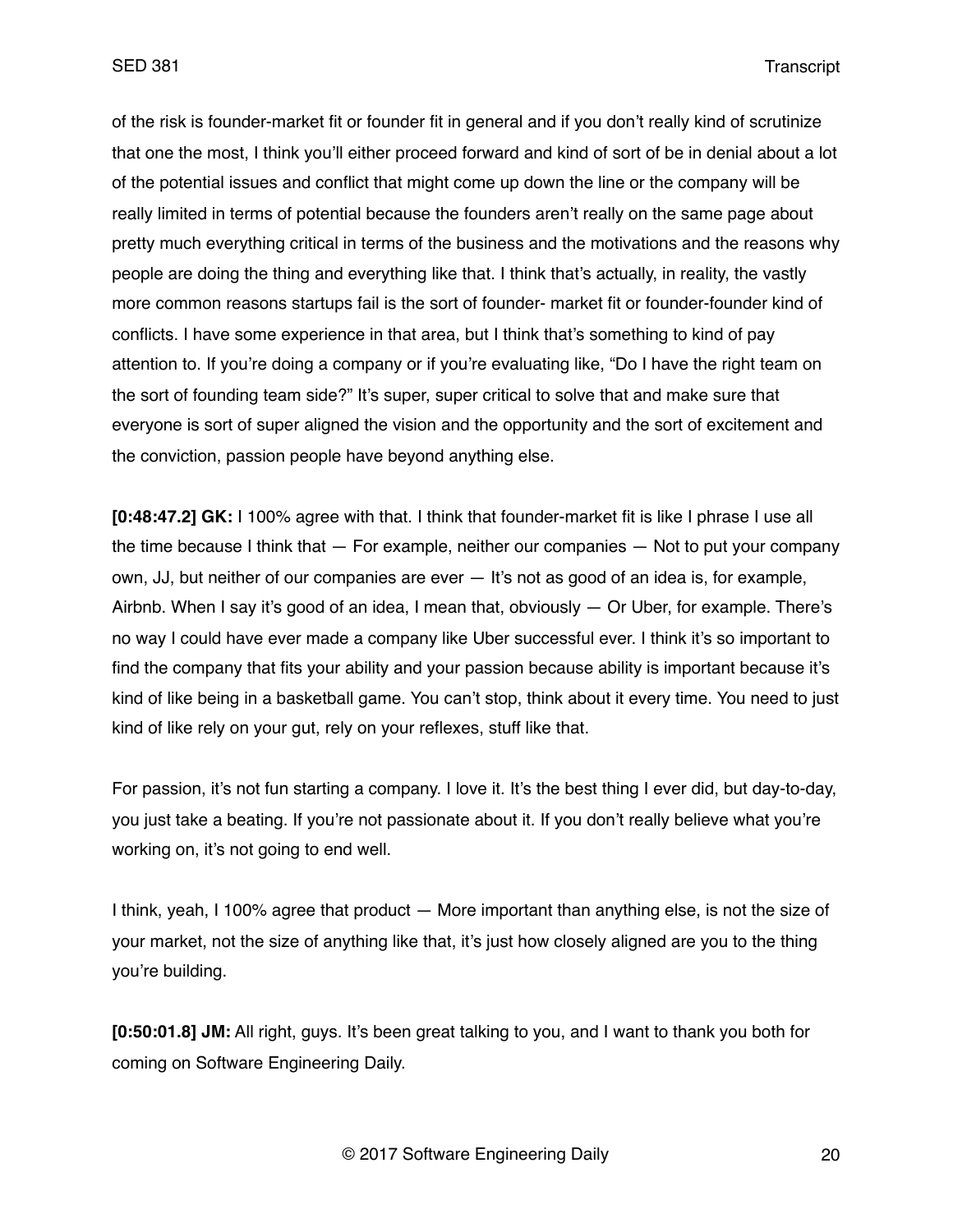of the risk is founder-market fit or founder fit in general and if you don't really kind of scrutinize that one the most, I think you'll either proceed forward and kind of sort of be in denial about a lot of the potential issues and conflict that might come up down the line or the company will be really limited in terms of potential because the founders aren't really on the same page about pretty much everything critical in terms of the business and the motivations and the reasons why people are doing the thing and everything like that. I think that's actually, in reality, the vastly more common reasons startups fail is the sort of founder- market fit or founder-founder kind of conflicts. I have some experience in that area, but I think that's something to kind of pay attention to. If you're doing a company or if you're evaluating like, "Do I have the right team on the sort of founding team side?" It's super, super critical to solve that and make sure that everyone is sort of super aligned the vision and the opportunity and the sort of excitement and the conviction, passion people have beyond anything else.

**[0:48:47.2] GK:** I 100% agree with that. I think that founder-market fit is like I phrase I use all the time because I think that — For example, neither our companies — Not to put your company own, JJ, but neither of our companies are ever — It's not as good of an idea is, for example, Airbnb. When I say it's good of an idea, I mean that, obviously — Or Uber, for example. There's no way I could have ever made a company like Uber successful ever. I think it's so important to find the company that fits your ability and your passion because ability is important because it's kind of like being in a basketball game. You can't stop, think about it every time. You need to just kind of like rely on your gut, rely on your reflexes, stuff like that.

For passion, it's not fun starting a company. I love it. It's the best thing I ever did, but day-to-day, you just take a beating. If you're not passionate about it. If you don't really believe what you're working on, it's not going to end well.

I think, yeah, I 100% agree that product — More important than anything else, is not the size of your market, not the size of anything like that, it's just how closely aligned are you to the thing you're building.

**[0:50:01.8] JM:** All right, guys. It's been great talking to you, and I want to thank you both for coming on Software Engineering Daily.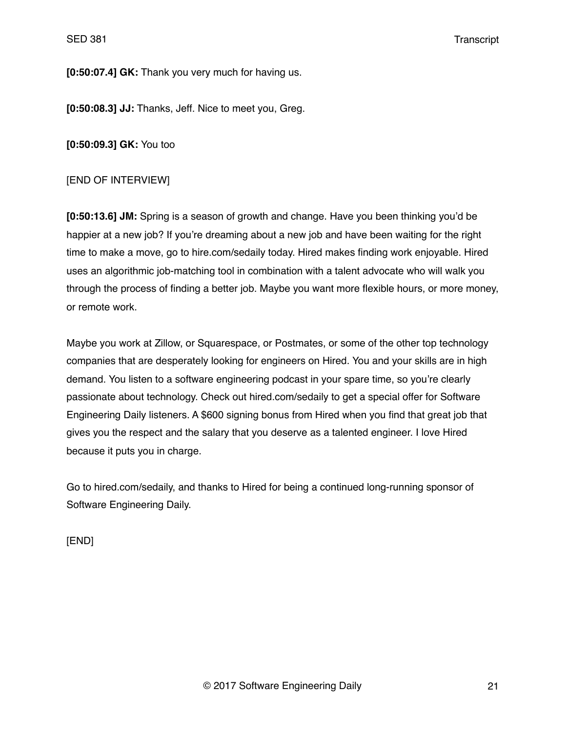**[0:50:07.4] GK:** Thank you very much for having us.

**[0:50:08.3] JJ:** Thanks, Jeff. Nice to meet you, Greg.

**[0:50:09.3] GK:** You too

[END OF INTERVIEW]

**[0:50:13.6] JM:** Spring is a season of growth and change. Have you been thinking you'd be happier at a new job? If you're dreaming about a new job and have been waiting for the right time to make a move, go to hire.com/sedaily today. Hired makes finding work enjoyable. Hired uses an algorithmic job-matching tool in combination with a talent advocate who will walk you through the process of finding a better job. Maybe you want more flexible hours, or more money, or remote work.

Maybe you work at Zillow, or Squarespace, or Postmates, or some of the other top technology companies that are desperately looking for engineers on Hired. You and your skills are in high demand. You listen to a software engineering podcast in your spare time, so you're clearly passionate about technology. Check out hired.com/sedaily to get a special offer for Software Engineering Daily listeners. A $600 signing bonus from Hired when you find that great job that gives you the respect and the salary that you deserve as a talented engineer. I love Hired because it puts you in charge.

Go to hired.com/sedaily, and thanks to Hired for being a continued long-running sponsor of Software Engineering Daily.

[END]